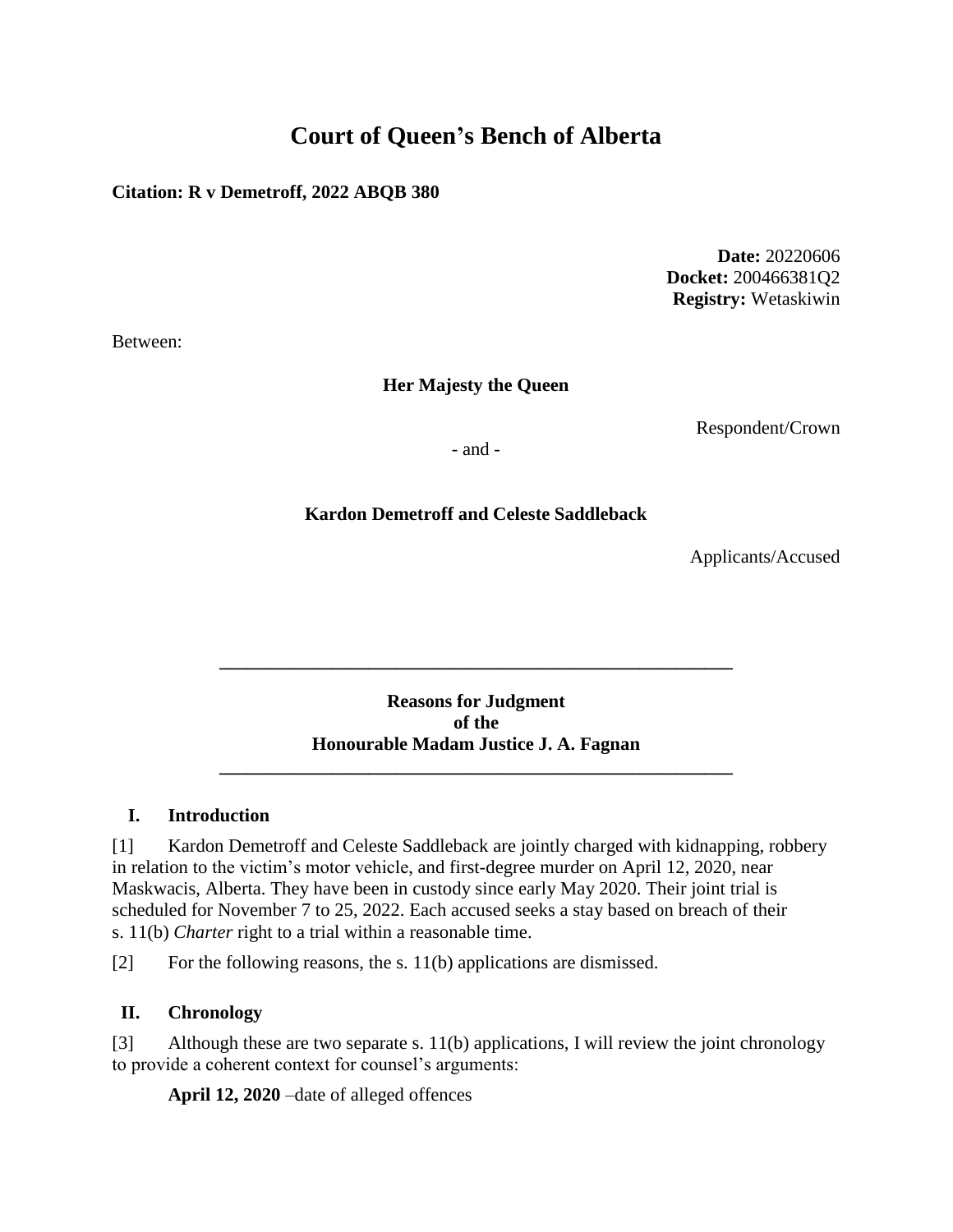# Court of Queen's Bench of Alberta

**Citation: R v Demetroff, 2022 ABQB 380**

**Date:** 20220606
**Docket:** 200466381Q2
**Registry:** Wetaskiwin

Between:

**Her Majesty the Queen**

Respondent/Crown

\- and -

**Kardon Demetroff and Celeste Saddleback**

Applicants/Accused

---

**Reasons for Judgment**
**of the**
**Honourable Madam Justice J. A. Fagnan**

---

## I. Introduction

[1] Kardon Demetroff and Celeste Saddleback are jointly charged with kidnapping, robbery in relation to the victim's motor vehicle, and first-degree murder on April 12, 2020, near Maskwacis, Alberta. They have been in custody since early May 2020. Their joint trial is scheduled for November 7 to 25, 2022. Each accused seeks a stay based on breach of their s. 11(b) *Charter* right to a trial within a reasonable time.

[2] For the following reasons, the s. 11(b) applications are dismissed.

## II. Chronology

[3] Although these are two separate s. 11(b) applications, I will review the joint chronology to provide a coherent context for counsel's arguments:

**April 12, 2020** –date of alleged offences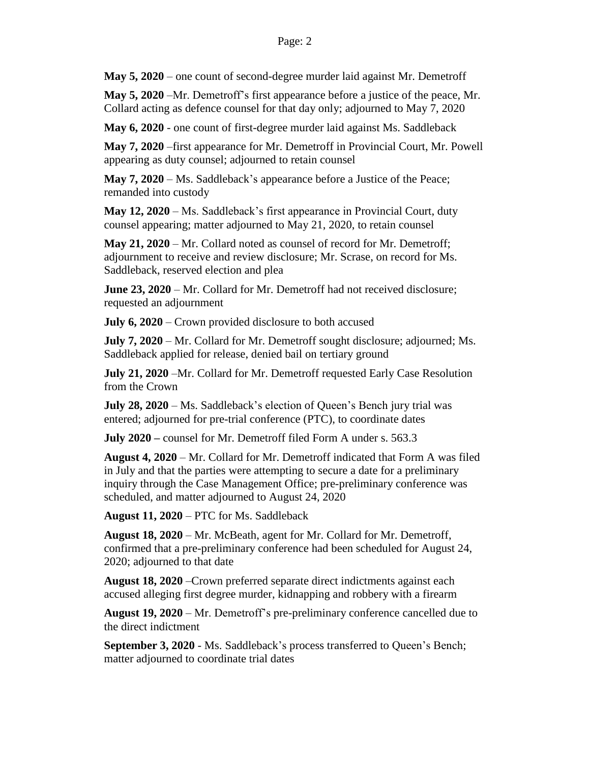**May 5, 2020** – one count of second-degree murder laid against Mr. Demetroff

**May 5, 2020** –Mr. Demetroff's first appearance before a justice of the peace, Mr. Collard acting as defence counsel for that day only; adjourned to May 7, 2020

**May 6, 2020** - one count of first-degree murder laid against Ms. Saddleback

**May 7, 2020** –first appearance for Mr. Demetroff in Provincial Court, Mr. Powell appearing as duty counsel; adjourned to retain counsel

**May 7, 2020** – Ms. Saddleback's appearance before a Justice of the Peace; remanded into custody

**May 12, 2020** – Ms. Saddleback's first appearance in Provincial Court, duty counsel appearing; matter adjourned to May 21, 2020, to retain counsel

**May 21, 2020** – Mr. Collard noted as counsel of record for Mr. Demetroff; adjournment to receive and review disclosure; Mr. Scrase, on record for Ms. Saddleback, reserved election and plea

**June 23, 2020** – Mr. Collard for Mr. Demetroff had not received disclosure; requested an adjournment

**July 6, 2020** – Crown provided disclosure to both accused

**July 7, 2020** – Mr. Collard for Mr. Demetroff sought disclosure; adjourned; Ms. Saddleback applied for release, denied bail on tertiary ground

**July 21, 2020** –Mr. Collard for Mr. Demetroff requested Early Case Resolution from the Crown

**July 28, 2020** – Ms. Saddleback's election of Queen's Bench jury trial was entered; adjourned for pre-trial conference (PTC), to coordinate dates

**July 2020 –** counsel for Mr. Demetroff filed Form A under s. 563.3

**August 4, 2020** – Mr. Collard for Mr. Demetroff indicated that Form A was filed in July and that the parties were attempting to secure a date for a preliminary inquiry through the Case Management Office; pre-preliminary conference was scheduled, and matter adjourned to August 24, 2020

**August 11, 2020** – PTC for Ms. Saddleback

**August 18, 2020** – Mr. McBeath, agent for Mr. Collard for Mr. Demetroff, confirmed that a pre-preliminary conference had been scheduled for August 24, 2020; adjourned to that date

**August 18, 2020** –Crown preferred separate direct indictments against each accused alleging first degree murder, kidnapping and robbery with a firearm

**August 19, 2020** – Mr. Demetroff's pre-preliminary conference cancelled due to the direct indictment

**September 3, 2020** - Ms. Saddleback's process transferred to Queen's Bench; matter adjourned to coordinate trial dates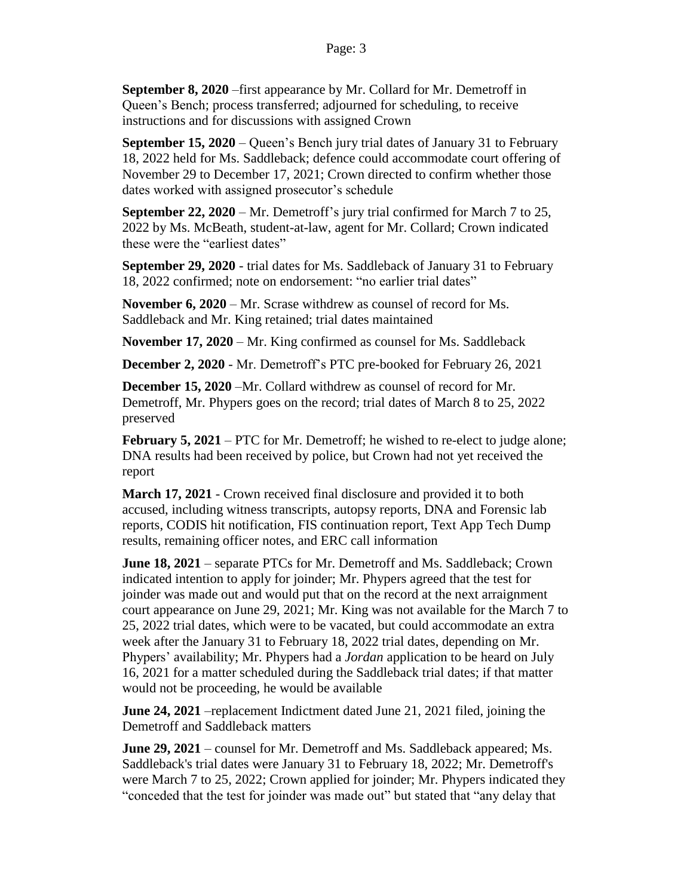**September 8, 2020** –first appearance by Mr. Collard for Mr. Demetroff in Queen's Bench; process transferred; adjourned for scheduling, to receive instructions and for discussions with assigned Crown

**September 15, 2020** – Queen's Bench jury trial dates of January 31 to February 18, 2022 held for Ms. Saddleback; defence could accommodate court offering of November 29 to December 17, 2021; Crown directed to confirm whether those dates worked with assigned prosecutor's schedule

**September 22, 2020** – Mr. Demetroff's jury trial confirmed for March 7 to 25, 2022 by Ms. McBeath, student-at-law, agent for Mr. Collard; Crown indicated these were the "earliest dates"

**September 29, 2020** - trial dates for Ms. Saddleback of January 31 to February 18, 2022 confirmed; note on endorsement: "no earlier trial dates"

**November 6, 2020** – Mr. Scrase withdrew as counsel of record for Ms. Saddleback and Mr. King retained; trial dates maintained

**November 17, 2020** – Mr. King confirmed as counsel for Ms. Saddleback

**December 2, 2020** - Mr. Demetroff's PTC pre-booked for February 26, 2021

**December 15, 2020** –Mr. Collard withdrew as counsel of record for Mr. Demetroff, Mr. Phypers goes on the record; trial dates of March 8 to 25, 2022 preserved

**February 5, 2021** – PTC for Mr. Demetroff; he wished to re-elect to judge alone; DNA results had been received by police, but Crown had not yet received the report

**March 17, 2021** - Crown received final disclosure and provided it to both accused, including witness transcripts, autopsy reports, DNA and Forensic lab reports, CODIS hit notification, FIS continuation report, Text App Tech Dump results, remaining officer notes, and ERC call information

**June 18, 2021** – separate PTCs for Mr. Demetroff and Ms. Saddleback; Crown indicated intention to apply for joinder; Mr. Phypers agreed that the test for joinder was made out and would put that on the record at the next arraignment court appearance on June 29, 2021; Mr. King was not available for the March 7 to 25, 2022 trial dates, which were to be vacated, but could accommodate an extra week after the January 31 to February 18, 2022 trial dates, depending on Mr. Phypers' availability; Mr. Phypers had a *Jordan* application to be heard on July 16, 2021 for a matter scheduled during the Saddleback trial dates; if that matter would not be proceeding, he would be available

**June 24, 2021** –replacement Indictment dated June 21, 2021 filed, joining the Demetroff and Saddleback matters

**June 29, 2021** – counsel for Mr. Demetroff and Ms. Saddleback appeared; Ms. Saddleback's trial dates were January 31 to February 18, 2022; Mr. Demetroff's were March 7 to 25, 2022; Crown applied for joinder; Mr. Phypers indicated they "conceded that the test for joinder was made out" but stated that "any delay that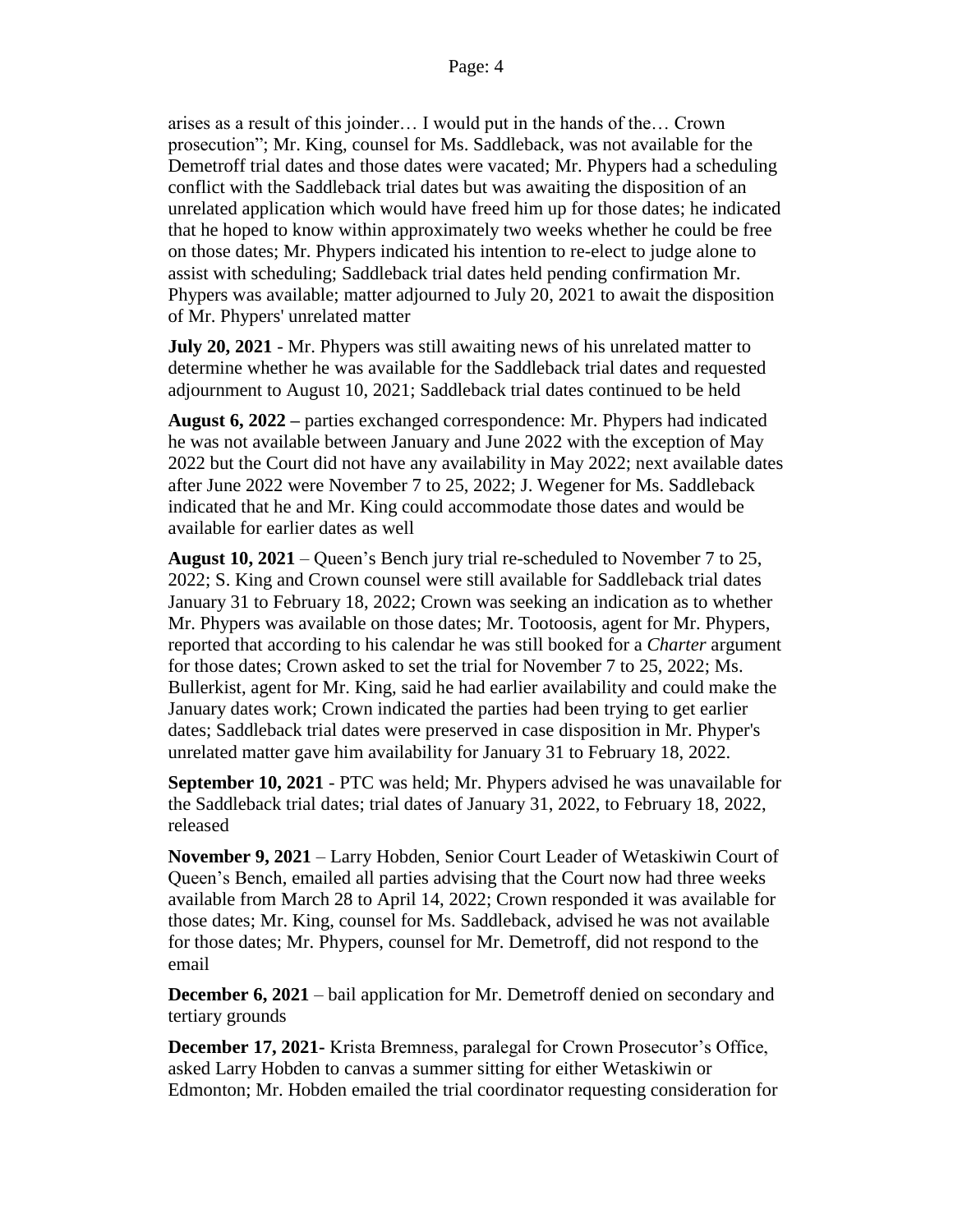arises as a result of this joinder… I would put in the hands of the… Crown prosecution"; Mr. King, counsel for Ms. Saddleback, was not available for the Demetroff trial dates and those dates were vacated; Mr. Phypers had a scheduling conflict with the Saddleback trial dates but was awaiting the disposition of an unrelated application which would have freed him up for those dates; he indicated that he hoped to know within approximately two weeks whether he could be free on those dates; Mr. Phypers indicated his intention to re-elect to judge alone to assist with scheduling; Saddleback trial dates held pending confirmation Mr. Phypers was available; matter adjourned to July 20, 2021 to await the disposition of Mr. Phypers' unrelated matter

**July 20, 2021** - Mr. Phypers was still awaiting news of his unrelated matter to determine whether he was available for the Saddleback trial dates and requested adjournment to August 10, 2021; Saddleback trial dates continued to be held

**August 6, 2022 –** parties exchanged correspondence: Mr. Phypers had indicated he was not available between January and June 2022 with the exception of May 2022 but the Court did not have any availability in May 2022; next available dates after June 2022 were November 7 to 25, 2022; J. Wegener for Ms. Saddleback indicated that he and Mr. King could accommodate those dates and would be available for earlier dates as well

**August 10, 2021** – Queen's Bench jury trial re-scheduled to November 7 to 25, 2022; S. King and Crown counsel were still available for Saddleback trial dates January 31 to February 18, 2022; Crown was seeking an indication as to whether Mr. Phypers was available on those dates; Mr. Tootoosis, agent for Mr. Phypers, reported that according to his calendar he was still booked for a *Charter* argument for those dates; Crown asked to set the trial for November 7 to 25, 2022; Ms. Bullerkist, agent for Mr. King, said he had earlier availability and could make the January dates work; Crown indicated the parties had been trying to get earlier dates; Saddleback trial dates were preserved in case disposition in Mr. Phyper's unrelated matter gave him availability for January 31 to February 18, 2022.

**September 10, 2021** - PTC was held; Mr. Phypers advised he was unavailable for the Saddleback trial dates; trial dates of January 31, 2022, to February 18, 2022, released

**November 9, 2021** – Larry Hobden, Senior Court Leader of Wetaskiwin Court of Queen's Bench, emailed all parties advising that the Court now had three weeks available from March 28 to April 14, 2022; Crown responded it was available for those dates; Mr. King, counsel for Ms. Saddleback, advised he was not available for those dates; Mr. Phypers, counsel for Mr. Demetroff, did not respond to the email

**December 6, 2021** – bail application for Mr. Demetroff denied on secondary and tertiary grounds

**December 17, 2021-** Krista Bremness, paralegal for Crown Prosecutor's Office, asked Larry Hobden to canvas a summer sitting for either Wetaskiwin or Edmonton; Mr. Hobden emailed the trial coordinator requesting consideration for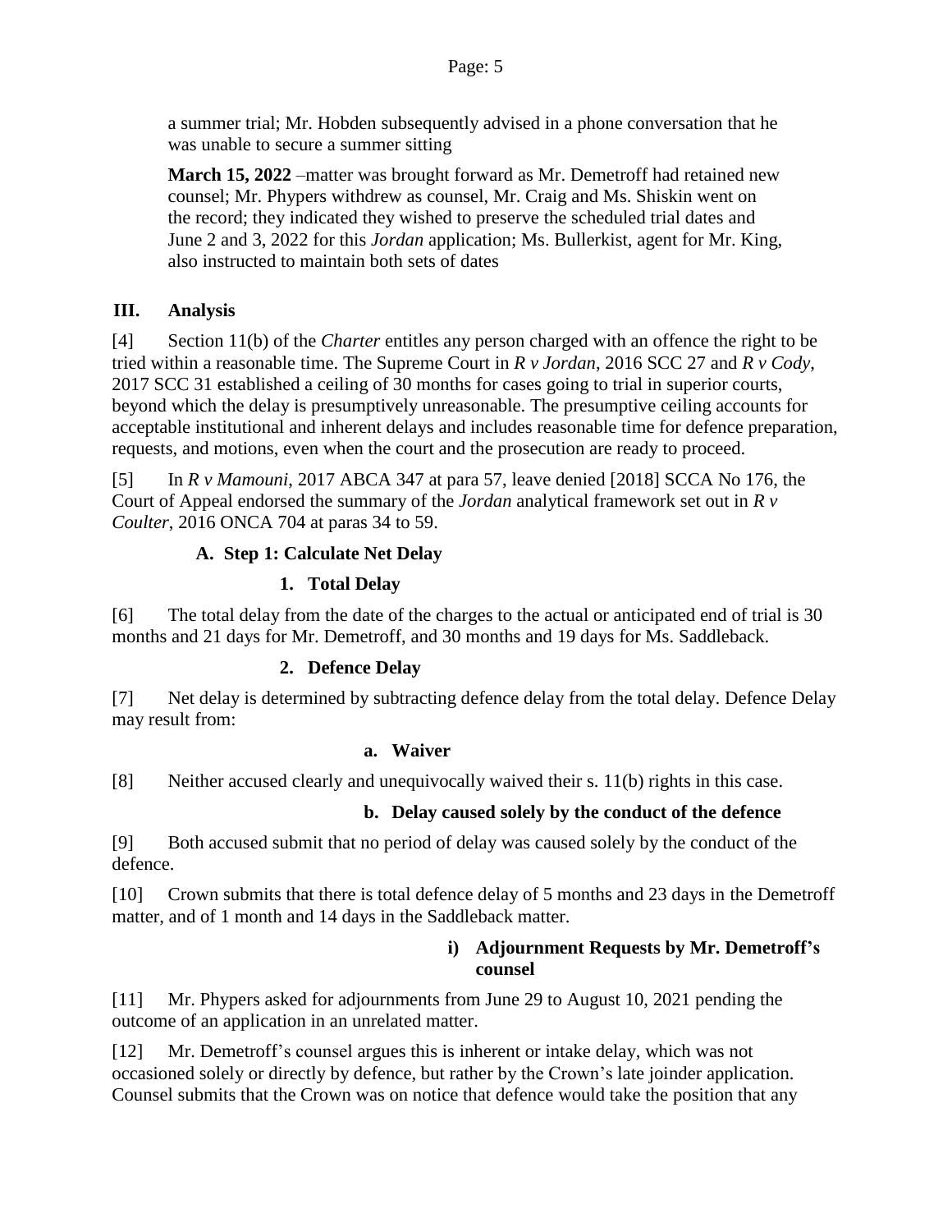a summer trial; Mr. Hobden subsequently advised in a phone conversation that he was unable to secure a summer sitting

**March 15, 2022** –matter was brought forward as Mr. Demetroff had retained new counsel; Mr. Phypers withdrew as counsel, Mr. Craig and Ms. Shiskin went on the record; they indicated they wished to preserve the scheduled trial dates and June 2 and 3, 2022 for this *Jordan* application; Ms. Bullerkist, agent for Mr. King, also instructed to maintain both sets of dates

## III. Analysis

[4] Section 11(b) of the *Charter* entitles any person charged with an offence the right to be tried within a reasonable time. The Supreme Court in *R v Jordan*, 2016 SCC 27 and *R v Cody*, 2017 SCC 31 established a ceiling of 30 months for cases going to trial in superior courts, beyond which the delay is presumptively unreasonable. The presumptive ceiling accounts for acceptable institutional and inherent delays and includes reasonable time for defence preparation, requests, and motions, even when the court and the prosecution are ready to proceed.

[5] In *R v Mamouni*, 2017 ABCA 347 at para 57, leave denied [2018] SCCA No 176, the Court of Appeal endorsed the summary of the *Jordan* analytical framework set out in *R v Coulter*, 2016 ONCA 704 at paras 34 to 59.

### A. Step 1: Calculate Net Delay

#### 1. Total Delay

[6] The total delay from the date of the charges to the actual or anticipated end of trial is 30 months and 21 days for Mr. Demetroff, and 30 months and 19 days for Ms. Saddleback.

#### 2. Defence Delay

[7] Net delay is determined by subtracting defence delay from the total delay. Defence Delay may result from:

##### a. Waiver

[8] Neither accused clearly and unequivocally waived their s. 11(b) rights in this case.

##### b. Delay caused solely by the conduct of the defence

[9] Both accused submit that no period of delay was caused solely by the conduct of the defence.

[10] Crown submits that there is total defence delay of 5 months and 23 days in the Demetroff matter, and of 1 month and 14 days in the Saddleback matter.

###### i) Adjournment Requests by Mr. Demetroff's counsel

[11] Mr. Phypers asked for adjournments from June 29 to August 10, 2021 pending the outcome of an application in an unrelated matter.

[12] Mr. Demetroff's counsel argues this is inherent or intake delay, which was not occasioned solely or directly by defence, but rather by the Crown's late joinder application. Counsel submits that the Crown was on notice that defence would take the position that any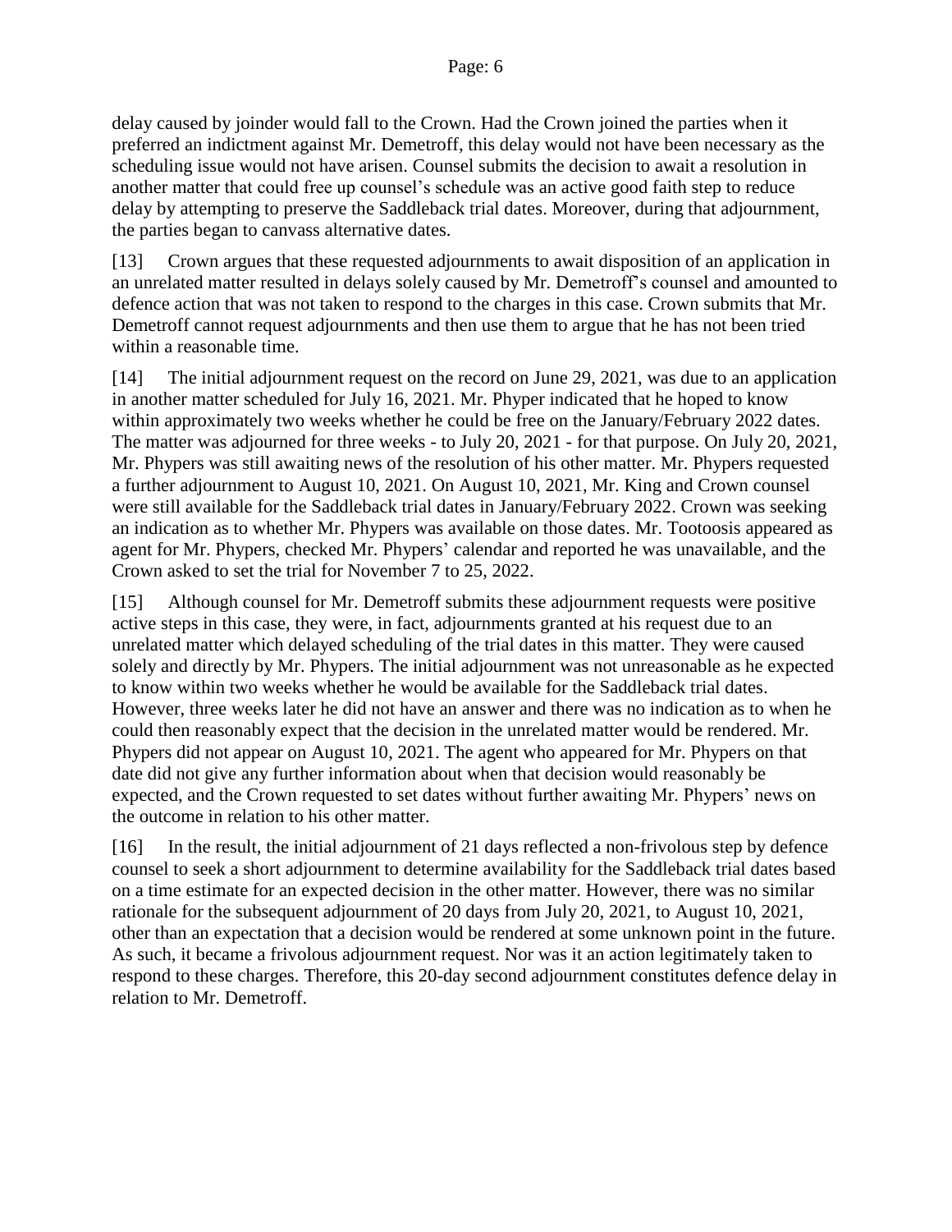delay caused by joinder would fall to the Crown. Had the Crown joined the parties when it preferred an indictment against Mr. Demetroff, this delay would not have been necessary as the scheduling issue would not have arisen. Counsel submits the decision to await a resolution in another matter that could free up counsel's schedule was an active good faith step to reduce delay by attempting to preserve the Saddleback trial dates. Moreover, during that adjournment, the parties began to canvass alternative dates.

[13] Crown argues that these requested adjournments to await disposition of an application in an unrelated matter resulted in delays solely caused by Mr. Demetroff's counsel and amounted to defence action that was not taken to respond to the charges in this case. Crown submits that Mr. Demetroff cannot request adjournments and then use them to argue that he has not been tried within a reasonable time.

[14] The initial adjournment request on the record on June 29, 2021, was due to an application in another matter scheduled for July 16, 2021. Mr. Phyper indicated that he hoped to know within approximately two weeks whether he could be free on the January/February 2022 dates. The matter was adjourned for three weeks - to July 20, 2021 - for that purpose. On July 20, 2021, Mr. Phypers was still awaiting news of the resolution of his other matter. Mr. Phypers requested a further adjournment to August 10, 2021. On August 10, 2021, Mr. King and Crown counsel were still available for the Saddleback trial dates in January/February 2022. Crown was seeking an indication as to whether Mr. Phypers was available on those dates. Mr. Tootoosis appeared as agent for Mr. Phypers, checked Mr. Phypers' calendar and reported he was unavailable, and the Crown asked to set the trial for November 7 to 25, 2022.

[15] Although counsel for Mr. Demetroff submits these adjournment requests were positive active steps in this case, they were, in fact, adjournments granted at his request due to an unrelated matter which delayed scheduling of the trial dates in this matter. They were caused solely and directly by Mr. Phypers. The initial adjournment was not unreasonable as he expected to know within two weeks whether he would be available for the Saddleback trial dates. However, three weeks later he did not have an answer and there was no indication as to when he could then reasonably expect that the decision in the unrelated matter would be rendered. Mr. Phypers did not appear on August 10, 2021. The agent who appeared for Mr. Phypers on that date did not give any further information about when that decision would reasonably be expected, and the Crown requested to set dates without further awaiting Mr. Phypers' news on the outcome in relation to his other matter.

[16] In the result, the initial adjournment of 21 days reflected a non-frivolous step by defence counsel to seek a short adjournment to determine availability for the Saddleback trial dates based on a time estimate for an expected decision in the other matter. However, there was no similar rationale for the subsequent adjournment of 20 days from July 20, 2021, to August 10, 2021, other than an expectation that a decision would be rendered at some unknown point in the future. As such, it became a frivolous adjournment request. Nor was it an action legitimately taken to respond to these charges. Therefore, this 20-day second adjournment constitutes defence delay in relation to Mr. Demetroff.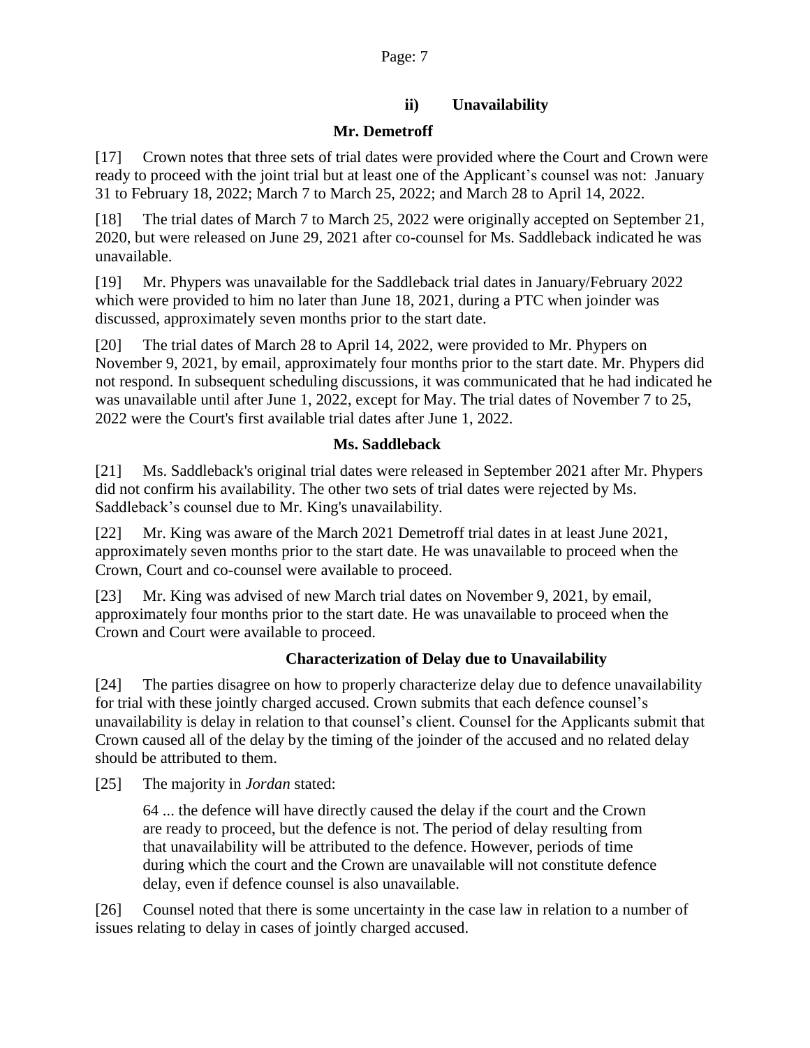### ii) Unavailability

**Mr. Demetroff**

[17] Crown notes that three sets of trial dates were provided where the Court and Crown were ready to proceed with the joint trial but at least one of the Applicant's counsel was not: January 31 to February 18, 2022; March 7 to March 25, 2022; and March 28 to April 14, 2022.

[18] The trial dates of March 7 to March 25, 2022 were originally accepted on September 21, 2020, but were released on June 29, 2021 after co-counsel for Ms. Saddleback indicated he was unavailable.

[19] Mr. Phypers was unavailable for the Saddleback trial dates in January/February 2022 which were provided to him no later than June 18, 2021, during a PTC when joinder was discussed, approximately seven months prior to the start date.

[20] The trial dates of March 28 to April 14, 2022, were provided to Mr. Phypers on November 9, 2021, by email, approximately four months prior to the start date. Mr. Phypers did not respond. In subsequent scheduling discussions, it was communicated that he had indicated he was unavailable until after June 1, 2022, except for May. The trial dates of November 7 to 25, 2022 were the Court's first available trial dates after June 1, 2022.

**Ms. Saddleback**

[21] Ms. Saddleback's original trial dates were released in September 2021 after Mr. Phypers did not confirm his availability. The other two sets of trial dates were rejected by Ms. Saddleback's counsel due to Mr. King's unavailability.

[22] Mr. King was aware of the March 2021 Demetroff trial dates in at least June 2021, approximately seven months prior to the start date. He was unavailable to proceed when the Crown, Court and co-counsel were available to proceed.

[23] Mr. King was advised of new March trial dates on November 9, 2021, by email, approximately four months prior to the start date. He was unavailable to proceed when the Crown and Court were available to proceed.

**Characterization of Delay due to Unavailability**

[24] The parties disagree on how to properly characterize delay due to defence unavailability for trial with these jointly charged accused. Crown submits that each defence counsel's unavailability is delay in relation to that counsel's client. Counsel for the Applicants submit that Crown caused all of the delay by the timing of the joinder of the accused and no related delay should be attributed to them.

[25] The majority in *Jordan* stated:

> 64 ... the defence will have directly caused the delay if the court and the Crown are ready to proceed, but the defence is not. The period of delay resulting from that unavailability will be attributed to the defence. However, periods of time during which the court and the Crown are unavailable will not constitute defence delay, even if defence counsel is also unavailable.

[26] Counsel noted that there is some uncertainty in the case law in relation to a number of issues relating to delay in cases of jointly charged accused.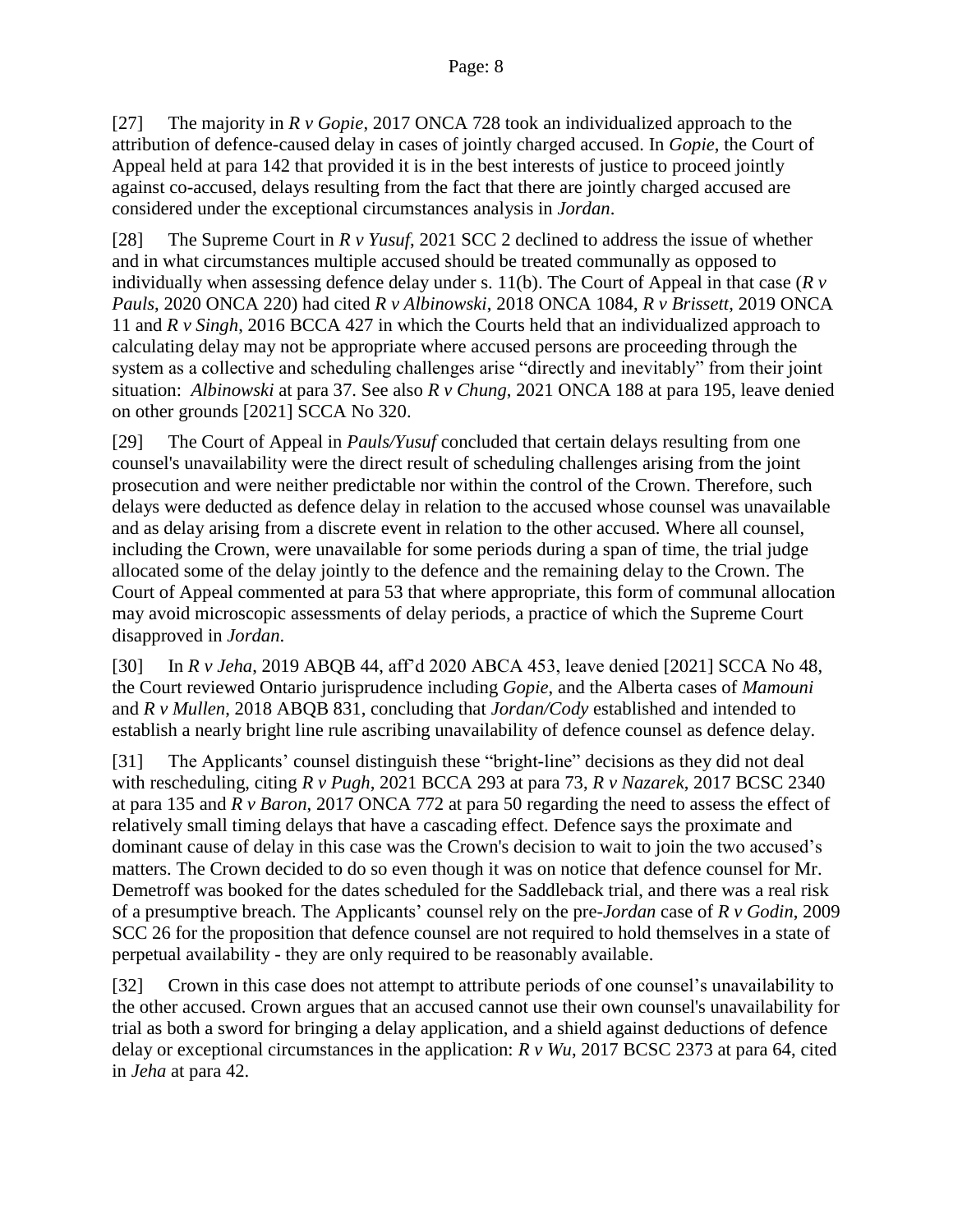[27] The majority in *R v Gopie*, 2017 ONCA 728 took an individualized approach to the attribution of defence-caused delay in cases of jointly charged accused. In *Gopie*, the Court of Appeal held at para 142 that provided it is in the best interests of justice to proceed jointly against co-accused, delays resulting from the fact that there are jointly charged accused are considered under the exceptional circumstances analysis in *Jordan*.

[28] The Supreme Court in *R v Yusuf*, 2021 SCC 2 declined to address the issue of whether and in what circumstances multiple accused should be treated communally as opposed to individually when assessing defence delay under s. 11(b). The Court of Appeal in that case (*R v Pauls*, 2020 ONCA 220) had cited *R v Albinowski*, 2018 ONCA 1084, *R v Brissett*, 2019 ONCA 11 and *R v Singh*, 2016 BCCA 427 in which the Courts held that an individualized approach to calculating delay may not be appropriate where accused persons are proceeding through the system as a collective and scheduling challenges arise "directly and inevitably" from their joint situation: *Albinowski* at para 37. See also *R v Chung*, 2021 ONCA 188 at para 195, leave denied on other grounds [2021] SCCA No 320.

[29] The Court of Appeal in *Pauls/Yusuf* concluded that certain delays resulting from one counsel's unavailability were the direct result of scheduling challenges arising from the joint prosecution and were neither predictable nor within the control of the Crown. Therefore, such delays were deducted as defence delay in relation to the accused whose counsel was unavailable and as delay arising from a discrete event in relation to the other accused. Where all counsel, including the Crown, were unavailable for some periods during a span of time, the trial judge allocated some of the delay jointly to the defence and the remaining delay to the Crown. The Court of Appeal commented at para 53 that where appropriate, this form of communal allocation may avoid microscopic assessments of delay periods, a practice of which the Supreme Court disapproved in *Jordan*.

[30] In *R v Jeha*, 2019 ABQB 44, aff'd 2020 ABCA 453, leave denied [2021] SCCA No 48, the Court reviewed Ontario jurisprudence including *Gopie*, and the Alberta cases of *Mamouni* and *R v Mullen*, 2018 ABQB 831, concluding that *Jordan/Cody* established and intended to establish a nearly bright line rule ascribing unavailability of defence counsel as defence delay.

[31] The Applicants' counsel distinguish these "bright-line" decisions as they did not deal with rescheduling, citing *R v Pugh*, 2021 BCCA 293 at para 73, *R v Nazarek*, 2017 BCSC 2340 at para 135 and *R v Baron*, 2017 ONCA 772 at para 50 regarding the need to assess the effect of relatively small timing delays that have a cascading effect. Defence says the proximate and dominant cause of delay in this case was the Crown's decision to wait to join the two accused's matters. The Crown decided to do so even though it was on notice that defence counsel for Mr. Demetroff was booked for the dates scheduled for the Saddleback trial, and there was a real risk of a presumptive breach. The Applicants' counsel rely on the pre-*Jordan* case of *R v Godin*, 2009 SCC 26 for the proposition that defence counsel are not required to hold themselves in a state of perpetual availability - they are only required to be reasonably available.

[32] Crown in this case does not attempt to attribute periods of one counsel's unavailability to the other accused. Crown argues that an accused cannot use their own counsel's unavailability for trial as both a sword for bringing a delay application, and a shield against deductions of defence delay or exceptional circumstances in the application: *R v Wu*, 2017 BCSC 2373 at para 64, cited in *Jeha* at para 42.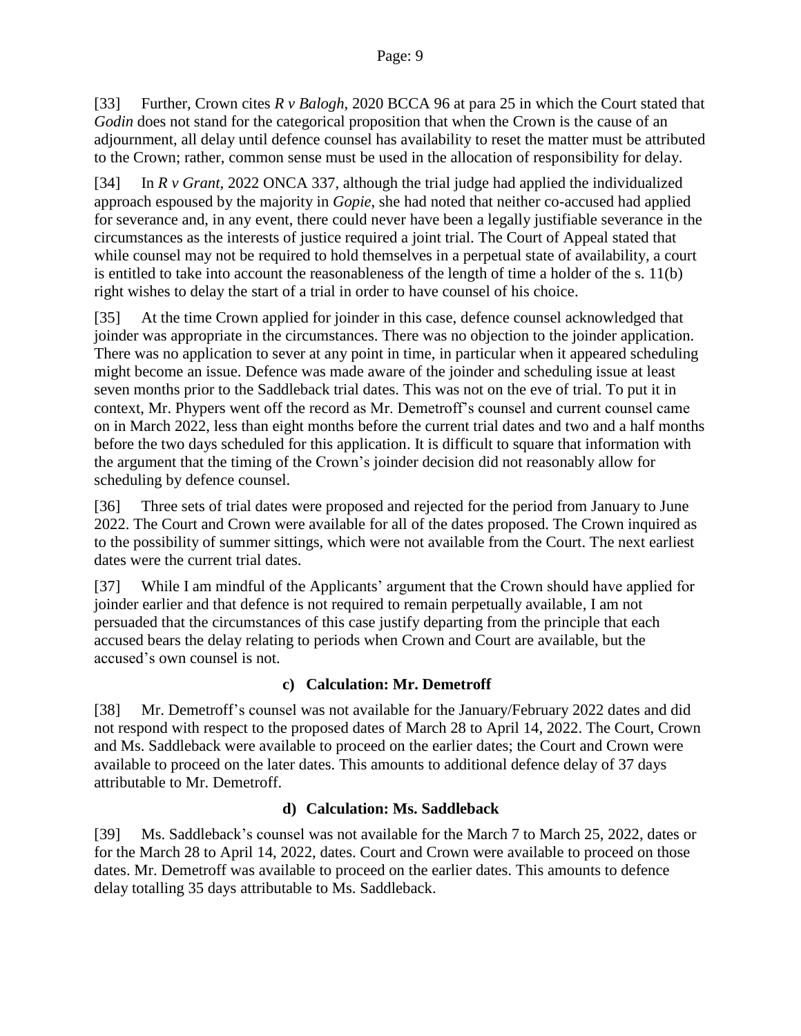[33] Further, Crown cites *R v Balogh*, 2020 BCCA 96 at para 25 in which the Court stated that *Godin* does not stand for the categorical proposition that when the Crown is the cause of an adjournment, all delay until defence counsel has availability to reset the matter must be attributed to the Crown; rather, common sense must be used in the allocation of responsibility for delay.

[34] In *R v Grant*, 2022 ONCA 337, although the trial judge had applied the individualized approach espoused by the majority in *Gopie*, she had noted that neither co-accused had applied for severance and, in any event, there could never have been a legally justifiable severance in the circumstances as the interests of justice required a joint trial. The Court of Appeal stated that while counsel may not be required to hold themselves in a perpetual state of availability, a court is entitled to take into account the reasonableness of the length of time a holder of the s. 11(b) right wishes to delay the start of a trial in order to have counsel of his choice.

[35] At the time Crown applied for joinder in this case, defence counsel acknowledged that joinder was appropriate in the circumstances. There was no objection to the joinder application. There was no application to sever at any point in time, in particular when it appeared scheduling might become an issue. Defence was made aware of the joinder and scheduling issue at least seven months prior to the Saddleback trial dates. This was not on the eve of trial. To put it in context, Mr. Phypers went off the record as Mr. Demetroff's counsel and current counsel came on in March 2022, less than eight months before the current trial dates and two and a half months before the two days scheduled for this application. It is difficult to square that information with the argument that the timing of the Crown's joinder decision did not reasonably allow for scheduling by defence counsel.

[36] Three sets of trial dates were proposed and rejected for the period from January to June 2022. The Court and Crown were available for all of the dates proposed. The Crown inquired as to the possibility of summer sittings, which were not available from the Court. The next earliest dates were the current trial dates.

[37] While I am mindful of the Applicants' argument that the Crown should have applied for joinder earlier and that defence is not required to remain perpetually available, I am not persuaded that the circumstances of this case justify departing from the principle that each accused bears the delay relating to periods when Crown and Court are available, but the accused's own counsel is not.

### c) Calculation: Mr. Demetroff

[38] Mr. Demetroff's counsel was not available for the January/February 2022 dates and did not respond with respect to the proposed dates of March 28 to April 14, 2022. The Court, Crown and Ms. Saddleback were available to proceed on the earlier dates; the Court and Crown were available to proceed on the later dates. This amounts to additional defence delay of 37 days attributable to Mr. Demetroff.

### d) Calculation: Ms. Saddleback

[39] Ms. Saddleback's counsel was not available for the March 7 to March 25, 2022, dates or for the March 28 to April 14, 2022, dates. Court and Crown were available to proceed on those dates. Mr. Demetroff was available to proceed on the earlier dates. This amounts to defence delay totalling 35 days attributable to Ms. Saddleback.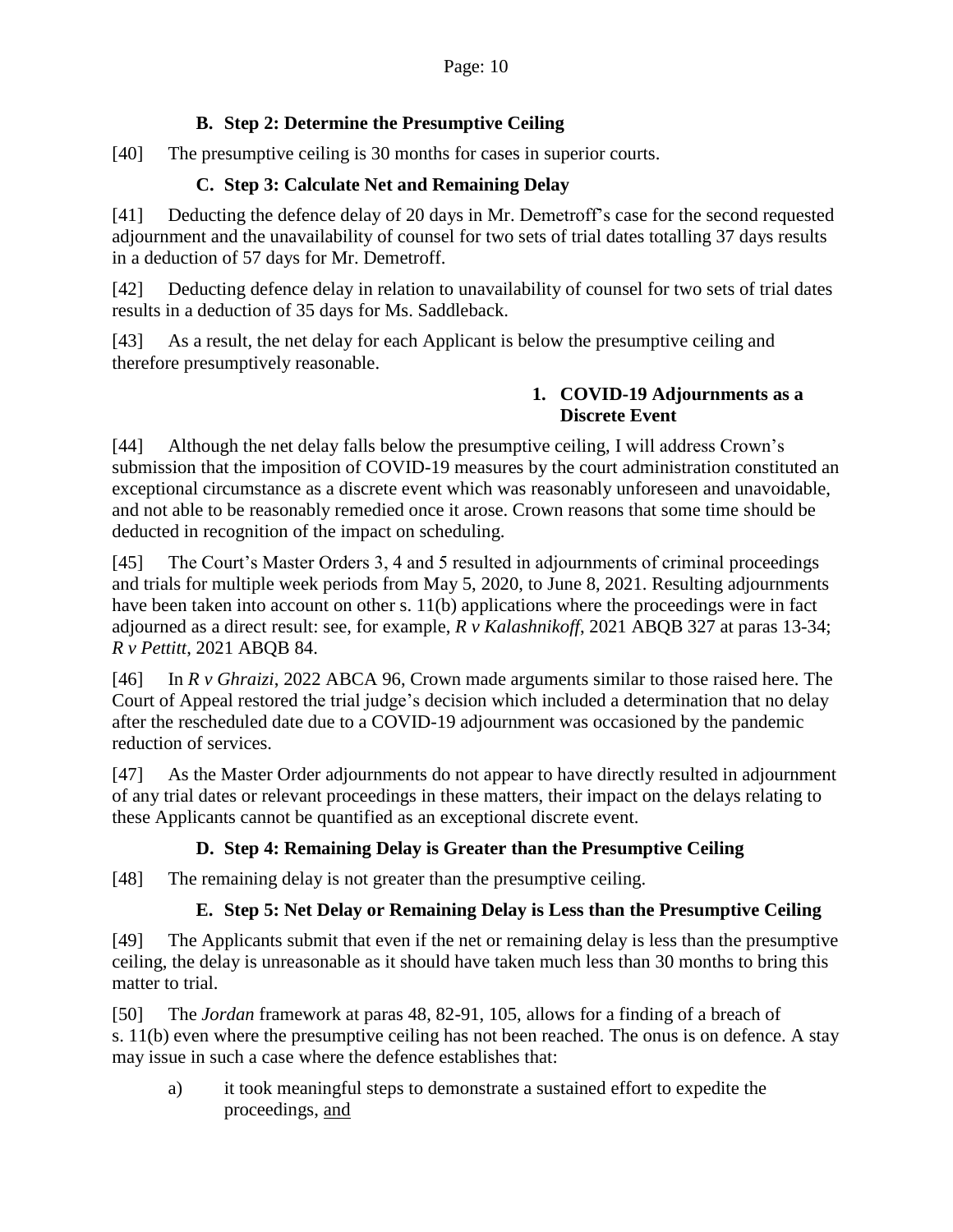### B. Step 2: Determine the Presumptive Ceiling

[40] The presumptive ceiling is 30 months for cases in superior courts.

### C. Step 3: Calculate Net and Remaining Delay

[41] Deducting the defence delay of 20 days in Mr. Demetroff's case for the second requested adjournment and the unavailability of counsel for two sets of trial dates totalling 37 days results in a deduction of 57 days for Mr. Demetroff.

[42] Deducting defence delay in relation to unavailability of counsel for two sets of trial dates results in a deduction of 35 days for Ms. Saddleback.

[43] As a result, the net delay for each Applicant is below the presumptive ceiling and therefore presumptively reasonable.

#### 1. COVID-19 Adjournments as a Discrete Event

[44] Although the net delay falls below the presumptive ceiling, I will address Crown's submission that the imposition of COVID-19 measures by the court administration constituted an exceptional circumstance as a discrete event which was reasonably unforeseen and unavoidable, and not able to be reasonably remedied once it arose. Crown reasons that some time should be deducted in recognition of the impact on scheduling.

[45] The Court's Master Orders 3, 4 and 5 resulted in adjournments of criminal proceedings and trials for multiple week periods from May 5, 2020, to June 8, 2021. Resulting adjournments have been taken into account on other s. 11(b) applications where the proceedings were in fact adjourned as a direct result: see, for example, *R v Kalashnikoff*, 2021 ABQB 327 at paras 13-34; *R v Pettitt*, 2021 ABQB 84.

[46] In *R v Ghraizi*, 2022 ABCA 96, Crown made arguments similar to those raised here. The Court of Appeal restored the trial judge's decision which included a determination that no delay after the rescheduled date due to a COVID-19 adjournment was occasioned by the pandemic reduction of services.

[47] As the Master Order adjournments do not appear to have directly resulted in adjournment of any trial dates or relevant proceedings in these matters, their impact on the delays relating to these Applicants cannot be quantified as an exceptional discrete event.

### D. Step 4: Remaining Delay is Greater than the Presumptive Ceiling

[48] The remaining delay is not greater than the presumptive ceiling.

### E. Step 5: Net Delay or Remaining Delay is Less than the Presumptive Ceiling

[49] The Applicants submit that even if the net or remaining delay is less than the presumptive ceiling, the delay is unreasonable as it should have taken much less than 30 months to bring this matter to trial.

[50] The *Jordan* framework at paras 48, 82-91, 105, allows for a finding of a breach of s. 11(b) even where the presumptive ceiling has not been reached. The onus is on defence. A stay may issue in such a case where the defence establishes that:

a) it took meaningful steps to demonstrate a sustained effort to expedite the proceedings, <u>and</u>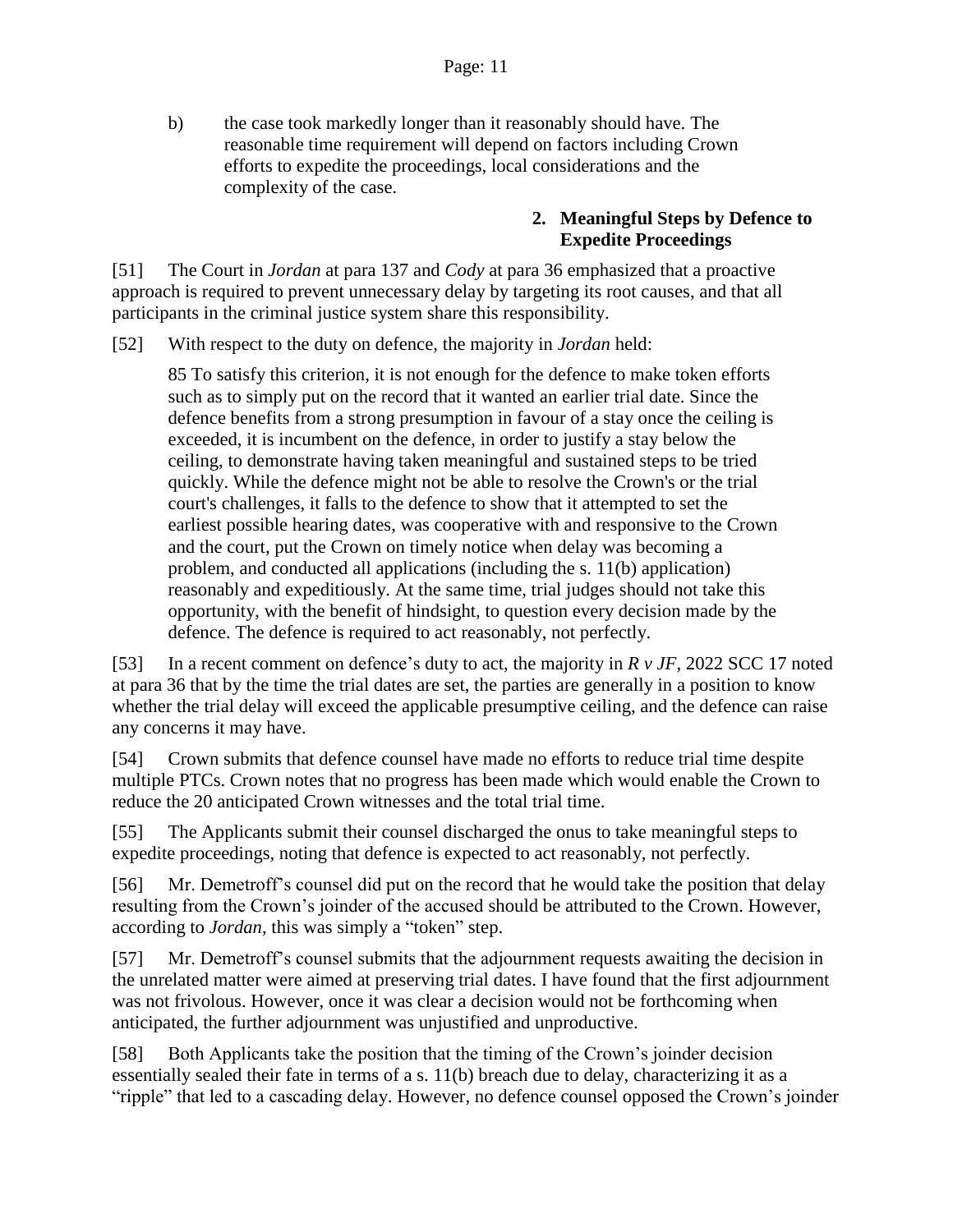b) the case took markedly longer than it reasonably should have. The reasonable time requirement will depend on factors including Crown efforts to expedite the proceedings, local considerations and the complexity of the case.

### 2. Meaningful Steps by Defence to Expedite Proceedings

[51] The Court in *Jordan* at para 137 and *Cody* at para 36 emphasized that a proactive approach is required to prevent unnecessary delay by targeting its root causes, and that all participants in the criminal justice system share this responsibility.

[52] With respect to the duty on defence, the majority in *Jordan* held:

> 85 To satisfy this criterion, it is not enough for the defence to make token efforts such as to simply put on the record that it wanted an earlier trial date. Since the defence benefits from a strong presumption in favour of a stay once the ceiling is exceeded, it is incumbent on the defence, in order to justify a stay below the ceiling, to demonstrate having taken meaningful and sustained steps to be tried quickly. While the defence might not be able to resolve the Crown's or the trial court's challenges, it falls to the defence to show that it attempted to set the earliest possible hearing dates, was cooperative with and responsive to the Crown and the court, put the Crown on timely notice when delay was becoming a problem, and conducted all applications (including the s. 11(b) application) reasonably and expeditiously. At the same time, trial judges should not take this opportunity, with the benefit of hindsight, to question every decision made by the defence. The defence is required to act reasonably, not perfectly.

[53] In a recent comment on defence's duty to act, the majority in *R v JF*, 2022 SCC 17 noted at para 36 that by the time the trial dates are set, the parties are generally in a position to know whether the trial delay will exceed the applicable presumptive ceiling, and the defence can raise any concerns it may have.

[54] Crown submits that defence counsel have made no efforts to reduce trial time despite multiple PTCs. Crown notes that no progress has been made which would enable the Crown to reduce the 20 anticipated Crown witnesses and the total trial time.

[55] The Applicants submit their counsel discharged the onus to take meaningful steps to expedite proceedings, noting that defence is expected to act reasonably, not perfectly.

[56] Mr. Demetroff's counsel did put on the record that he would take the position that delay resulting from the Crown's joinder of the accused should be attributed to the Crown. However, according to *Jordan*, this was simply a "token" step.

[57] Mr. Demetroff's counsel submits that the adjournment requests awaiting the decision in the unrelated matter were aimed at preserving trial dates. I have found that the first adjournment was not frivolous. However, once it was clear a decision would not be forthcoming when anticipated, the further adjournment was unjustified and unproductive.

[58] Both Applicants take the position that the timing of the Crown's joinder decision essentially sealed their fate in terms of a s. 11(b) breach due to delay, characterizing it as a "ripple" that led to a cascading delay. However, no defence counsel opposed the Crown's joinder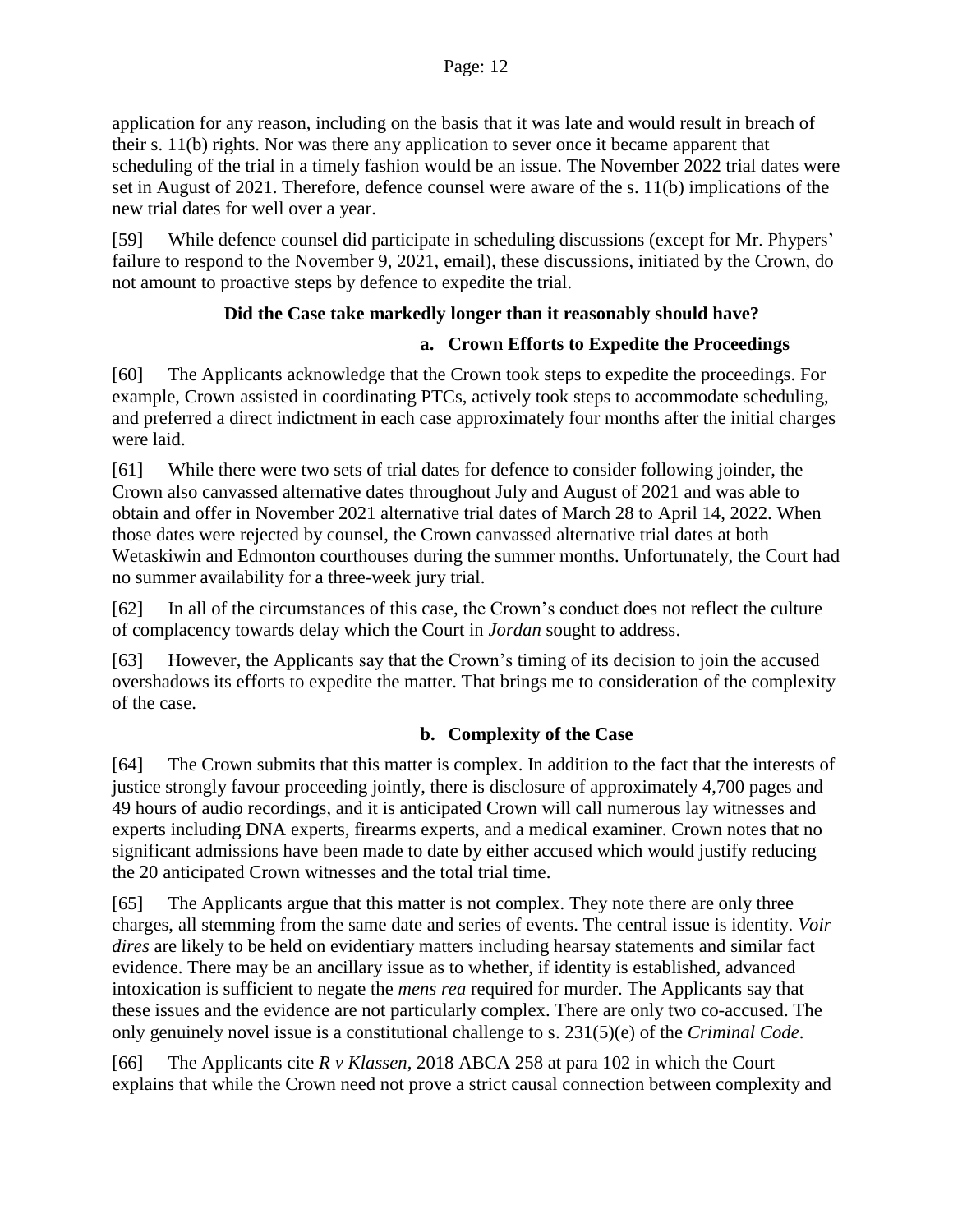application for any reason, including on the basis that it was late and would result in breach of their s. 11(b) rights. Nor was there any application to sever once it became apparent that scheduling of the trial in a timely fashion would be an issue. The November 2022 trial dates were set in August of 2021. Therefore, defence counsel were aware of the s. 11(b) implications of the new trial dates for well over a year.

[59] While defence counsel did participate in scheduling discussions (except for Mr. Phypers' failure to respond to the November 9, 2021, email), these discussions, initiated by the Crown, do not amount to proactive steps by defence to expedite the trial.

**Did the Case take markedly longer than it reasonably should have?**

**a. Crown Efforts to Expedite the Proceedings**

[60] The Applicants acknowledge that the Crown took steps to expedite the proceedings. For example, Crown assisted in coordinating PTCs, actively took steps to accommodate scheduling, and preferred a direct indictment in each case approximately four months after the initial charges were laid.

[61] While there were two sets of trial dates for defence to consider following joinder, the Crown also canvassed alternative dates throughout July and August of 2021 and was able to obtain and offer in November 2021 alternative trial dates of March 28 to April 14, 2022. When those dates were rejected by counsel, the Crown canvassed alternative trial dates at both Wetaskiwin and Edmonton courthouses during the summer months. Unfortunately, the Court had no summer availability for a three-week jury trial.

[62] In all of the circumstances of this case, the Crown's conduct does not reflect the culture of complacency towards delay which the Court in *Jordan* sought to address.

[63] However, the Applicants say that the Crown's timing of its decision to join the accused overshadows its efforts to expedite the matter. That brings me to consideration of the complexity of the case.

**b. Complexity of the Case**

[64] The Crown submits that this matter is complex. In addition to the fact that the interests of justice strongly favour proceeding jointly, there is disclosure of approximately 4,700 pages and 49 hours of audio recordings, and it is anticipated Crown will call numerous lay witnesses and experts including DNA experts, firearms experts, and a medical examiner. Crown notes that no significant admissions have been made to date by either accused which would justify reducing the 20 anticipated Crown witnesses and the total trial time.

[65] The Applicants argue that this matter is not complex. They note there are only three charges, all stemming from the same date and series of events. The central issue is identity. *Voir dires* are likely to be held on evidentiary matters including hearsay statements and similar fact evidence. There may be an ancillary issue as to whether, if identity is established, advanced intoxication is sufficient to negate the *mens rea* required for murder. The Applicants say that these issues and the evidence are not particularly complex. There are only two co-accused. The only genuinely novel issue is a constitutional challenge to s. 231(5)(e) of the *Criminal Code*.

[66] The Applicants cite *R v Klassen*, 2018 ABCA 258 at para 102 in which the Court explains that while the Crown need not prove a strict causal connection between complexity and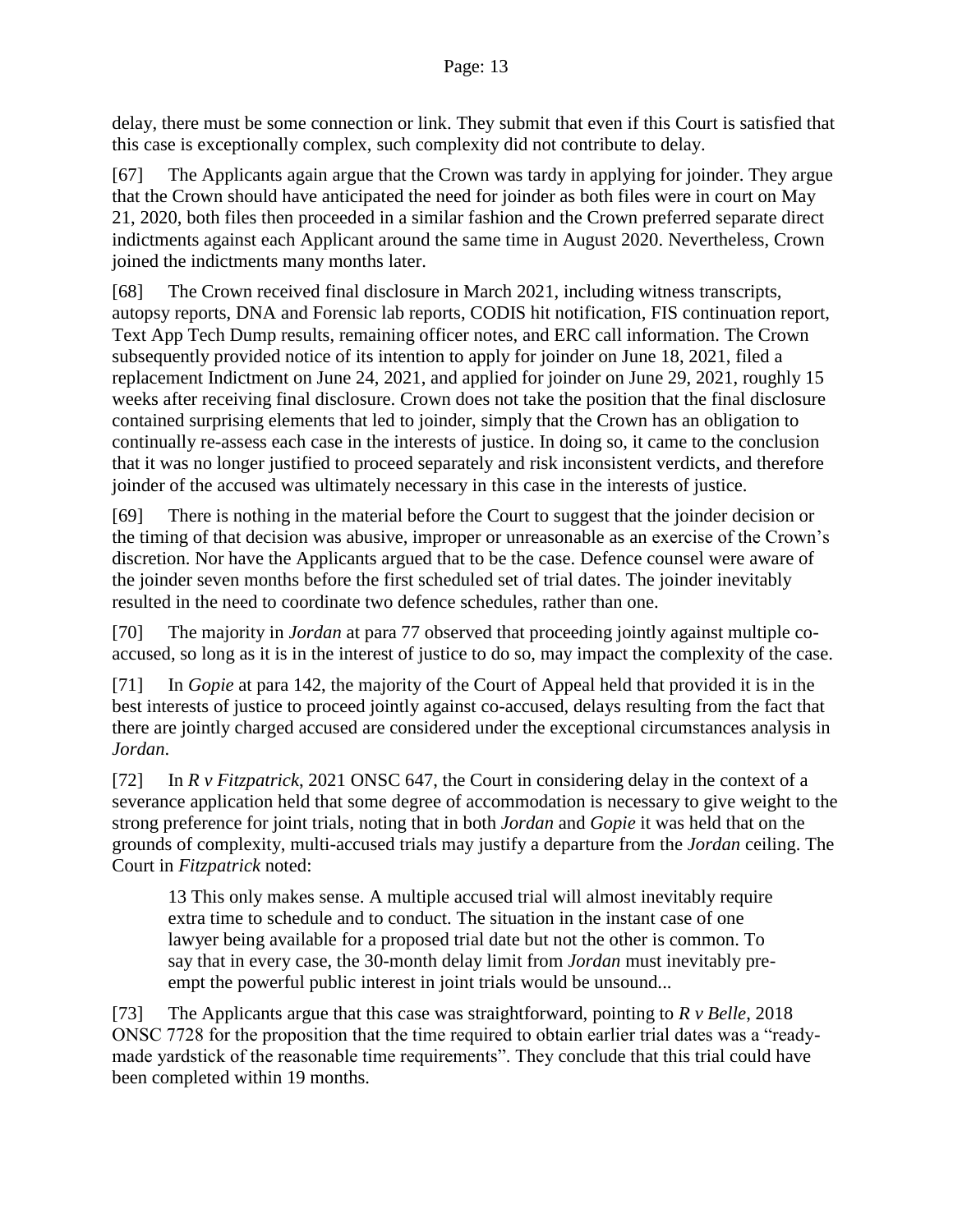delay, there must be some connection or link. They submit that even if this Court is satisfied that this case is exceptionally complex, such complexity did not contribute to delay.

[67] The Applicants again argue that the Crown was tardy in applying for joinder. They argue that the Crown should have anticipated the need for joinder as both files were in court on May 21, 2020, both files then proceeded in a similar fashion and the Crown preferred separate direct indictments against each Applicant around the same time in August 2020. Nevertheless, Crown joined the indictments many months later.

[68] The Crown received final disclosure in March 2021, including witness transcripts, autopsy reports, DNA and Forensic lab reports, CODIS hit notification, FIS continuation report, Text App Tech Dump results, remaining officer notes, and ERC call information. The Crown subsequently provided notice of its intention to apply for joinder on June 18, 2021, filed a replacement Indictment on June 24, 2021, and applied for joinder on June 29, 2021, roughly 15 weeks after receiving final disclosure. Crown does not take the position that the final disclosure contained surprising elements that led to joinder, simply that the Crown has an obligation to continually re-assess each case in the interests of justice. In doing so, it came to the conclusion that it was no longer justified to proceed separately and risk inconsistent verdicts, and therefore joinder of the accused was ultimately necessary in this case in the interests of justice.

[69] There is nothing in the material before the Court to suggest that the joinder decision or the timing of that decision was abusive, improper or unreasonable as an exercise of the Crown's discretion. Nor have the Applicants argued that to be the case. Defence counsel were aware of the joinder seven months before the first scheduled set of trial dates. The joinder inevitably resulted in the need to coordinate two defence schedules, rather than one.

[70] The majority in *Jordan* at para 77 observed that proceeding jointly against multiple co-accused, so long as it is in the interest of justice to do so, may impact the complexity of the case.

[71] In *Gopie* at para 142, the majority of the Court of Appeal held that provided it is in the best interests of justice to proceed jointly against co-accused, delays resulting from the fact that there are jointly charged accused are considered under the exceptional circumstances analysis in *Jordan*.

[72] In *R v Fitzpatrick*, 2021 ONSC 647, the Court in considering delay in the context of a severance application held that some degree of accommodation is necessary to give weight to the strong preference for joint trials, noting that in both *Jordan* and *Gopie* it was held that on the grounds of complexity, multi-accused trials may justify a departure from the *Jordan* ceiling. The Court in *Fitzpatrick* noted:

> 13 This only makes sense. A multiple accused trial will almost inevitably require extra time to schedule and to conduct. The situation in the instant case of one lawyer being available for a proposed trial date but not the other is common. To say that in every case, the 30-month delay limit from *Jordan* must inevitably pre-empt the powerful public interest in joint trials would be unsound...

[73] The Applicants argue that this case was straightforward, pointing to *R v Belle*, 2018 ONSC 7728 for the proposition that the time required to obtain earlier trial dates was a "ready-made yardstick of the reasonable time requirements". They conclude that this trial could have been completed within 19 months.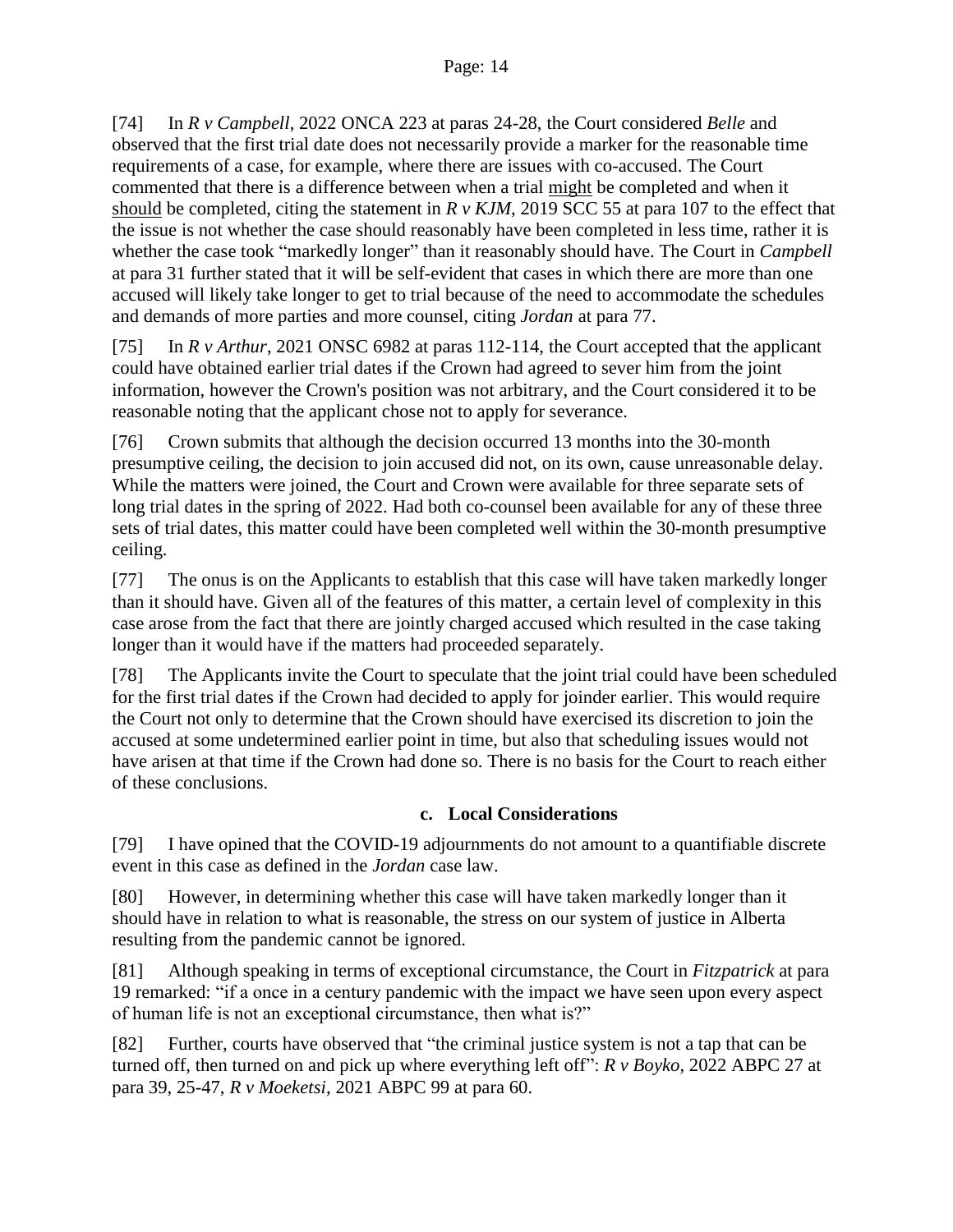[74] In *R v Campbell*, 2022 ONCA 223 at paras 24-28, the Court considered *Belle* and observed that the first trial date does not necessarily provide a marker for the reasonable time requirements of a case, for example, where there are issues with co-accused. The Court commented that there is a difference between when a trial <u>might</u> be completed and when it <u>should</u> be completed, citing the statement in *R v KJM*, 2019 SCC 55 at para 107 to the effect that the issue is not whether the case should reasonably have been completed in less time, rather it is whether the case took "markedly longer" than it reasonably should have. The Court in *Campbell* at para 31 further stated that it will be self-evident that cases in which there are more than one accused will likely take longer to get to trial because of the need to accommodate the schedules and demands of more parties and more counsel, citing *Jordan* at para 77.

[75] In *R v Arthur*, 2021 ONSC 6982 at paras 112-114, the Court accepted that the applicant could have obtained earlier trial dates if the Crown had agreed to sever him from the joint information, however the Crown's position was not arbitrary, and the Court considered it to be reasonable noting that the applicant chose not to apply for severance.

[76] Crown submits that although the decision occurred 13 months into the 30-month presumptive ceiling, the decision to join accused did not, on its own, cause unreasonable delay. While the matters were joined, the Court and Crown were available for three separate sets of long trial dates in the spring of 2022. Had both co-counsel been available for any of these three sets of trial dates, this matter could have been completed well within the 30-month presumptive ceiling.

[77] The onus is on the Applicants to establish that this case will have taken markedly longer than it should have. Given all of the features of this matter, a certain level of complexity in this case arose from the fact that there are jointly charged accused which resulted in the case taking longer than it would have if the matters had proceeded separately.

[78] The Applicants invite the Court to speculate that the joint trial could have been scheduled for the first trial dates if the Crown had decided to apply for joinder earlier. This would require the Court not only to determine that the Crown should have exercised its discretion to join the accused at some undetermined earlier point in time, but also that scheduling issues would not have arisen at that time if the Crown had done so. There is no basis for the Court to reach either of these conclusions.

### c. Local Considerations

[79] I have opined that the COVID-19 adjournments do not amount to a quantifiable discrete event in this case as defined in the *Jordan* case law.

[80] However, in determining whether this case will have taken markedly longer than it should have in relation to what is reasonable, the stress on our system of justice in Alberta resulting from the pandemic cannot be ignored.

[81] Although speaking in terms of exceptional circumstance, the Court in *Fitzpatrick* at para 19 remarked: "if a once in a century pandemic with the impact we have seen upon every aspect of human life is not an exceptional circumstance, then what is?"

[82] Further, courts have observed that "the criminal justice system is not a tap that can be turned off, then turned on and pick up where everything left off": *R v Boyko*, 2022 ABPC 27 at para 39, 25-47, *R v Moeketsi*, 2021 ABPC 99 at para 60.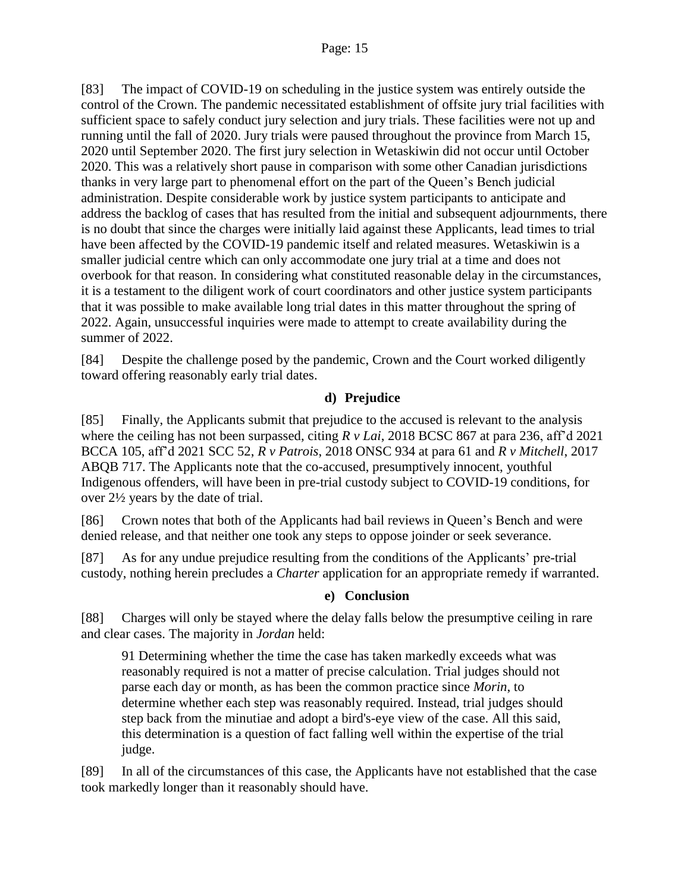[83] The impact of COVID-19 on scheduling in the justice system was entirely outside the control of the Crown. The pandemic necessitated establishment of offsite jury trial facilities with sufficient space to safely conduct jury selection and jury trials. These facilities were not up and running until the fall of 2020. Jury trials were paused throughout the province from March 15, 2020 until September 2020. The first jury selection in Wetaskiwin did not occur until October 2020. This was a relatively short pause in comparison with some other Canadian jurisdictions thanks in very large part to phenomenal effort on the part of the Queen's Bench judicial administration. Despite considerable work by justice system participants to anticipate and address the backlog of cases that has resulted from the initial and subsequent adjournments, there is no doubt that since the charges were initially laid against these Applicants, lead times to trial have been affected by the COVID-19 pandemic itself and related measures. Wetaskiwin is a smaller judicial centre which can only accommodate one jury trial at a time and does not overbook for that reason. In considering what constituted reasonable delay in the circumstances, it is a testament to the diligent work of court coordinators and other justice system participants that it was possible to make available long trial dates in this matter throughout the spring of 2022. Again, unsuccessful inquiries were made to attempt to create availability during the summer of 2022.

[84] Despite the challenge posed by the pandemic, Crown and the Court worked diligently toward offering reasonably early trial dates.

#### d) Prejudice

[85] Finally, the Applicants submit that prejudice to the accused is relevant to the analysis where the ceiling has not been surpassed, citing *R v Lai*, 2018 BCSC 867 at para 236, aff'd 2021 BCCA 105, aff'd 2021 SCC 52, *R v Patrois*, 2018 ONSC 934 at para 61 and *R v Mitchell*, 2017 ABQB 717. The Applicants note that the co-accused, presumptively innocent, youthful Indigenous offenders, will have been in pre-trial custody subject to COVID-19 conditions, for over 2½ years by the date of trial.

[86] Crown notes that both of the Applicants had bail reviews in Queen's Bench and were denied release, and that neither one took any steps to oppose joinder or seek severance.

[87] As for any undue prejudice resulting from the conditions of the Applicants' pre-trial custody, nothing herein precludes a *Charter* application for an appropriate remedy if warranted.

#### e) Conclusion

[88] Charges will only be stayed where the delay falls below the presumptive ceiling in rare and clear cases. The majority in *Jordan* held:

> 91 Determining whether the time the case has taken markedly exceeds what was reasonably required is not a matter of precise calculation. Trial judges should not parse each day or month, as has been the common practice since *Morin*, to determine whether each step was reasonably required. Instead, trial judges should step back from the minutiae and adopt a bird's-eye view of the case. All this said, this determination is a question of fact falling well within the expertise of the trial judge.

[89] In all of the circumstances of this case, the Applicants have not established that the case took markedly longer than it reasonably should have.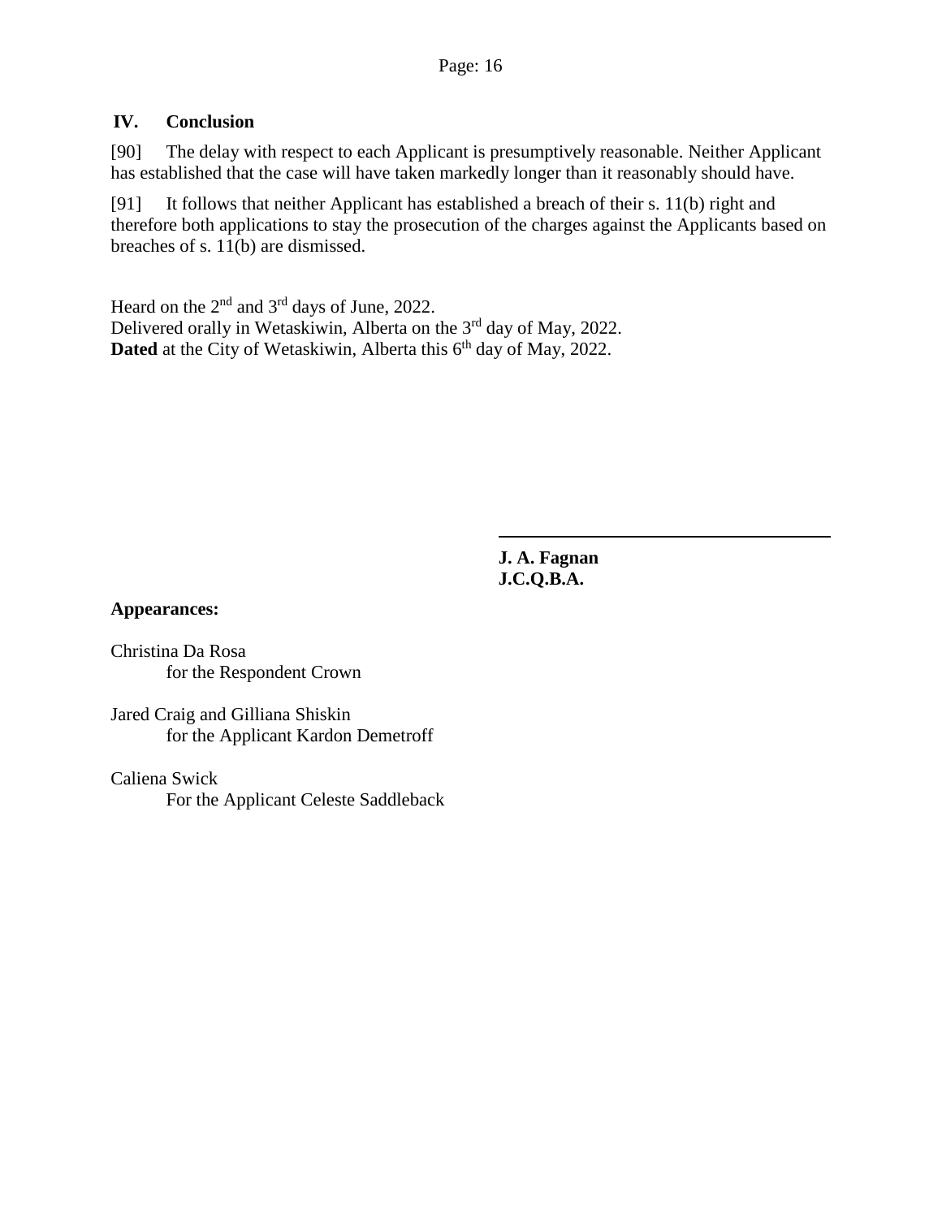## IV. Conclusion

[90] The delay with respect to each Applicant is presumptively reasonable. Neither Applicant has established that the case will have taken markedly longer than it reasonably should have.

[91] It follows that neither Applicant has established a breach of their s. 11(b) right and therefore both applications to stay the prosecution of the charges against the Applicants based on breaches of s. 11(b) are dismissed.

Heard on the 2nd and 3rd days of June, 2022.
Delivered orally in Wetaskiwin, Alberta on the 3rd day of May, 2022.
**Dated** at the City of Wetaskiwin, Alberta this 6th day of May, 2022.

**J. A. Fagnan**
**J.C.Q.B.A.**

**Appearances:**

Christina Da Rosa
for the Respondent Crown

Jared Craig and Gilliana Shiskin
for the Applicant Kardon Demetroff

Caliena Swick
For the Applicant Celeste Saddleback